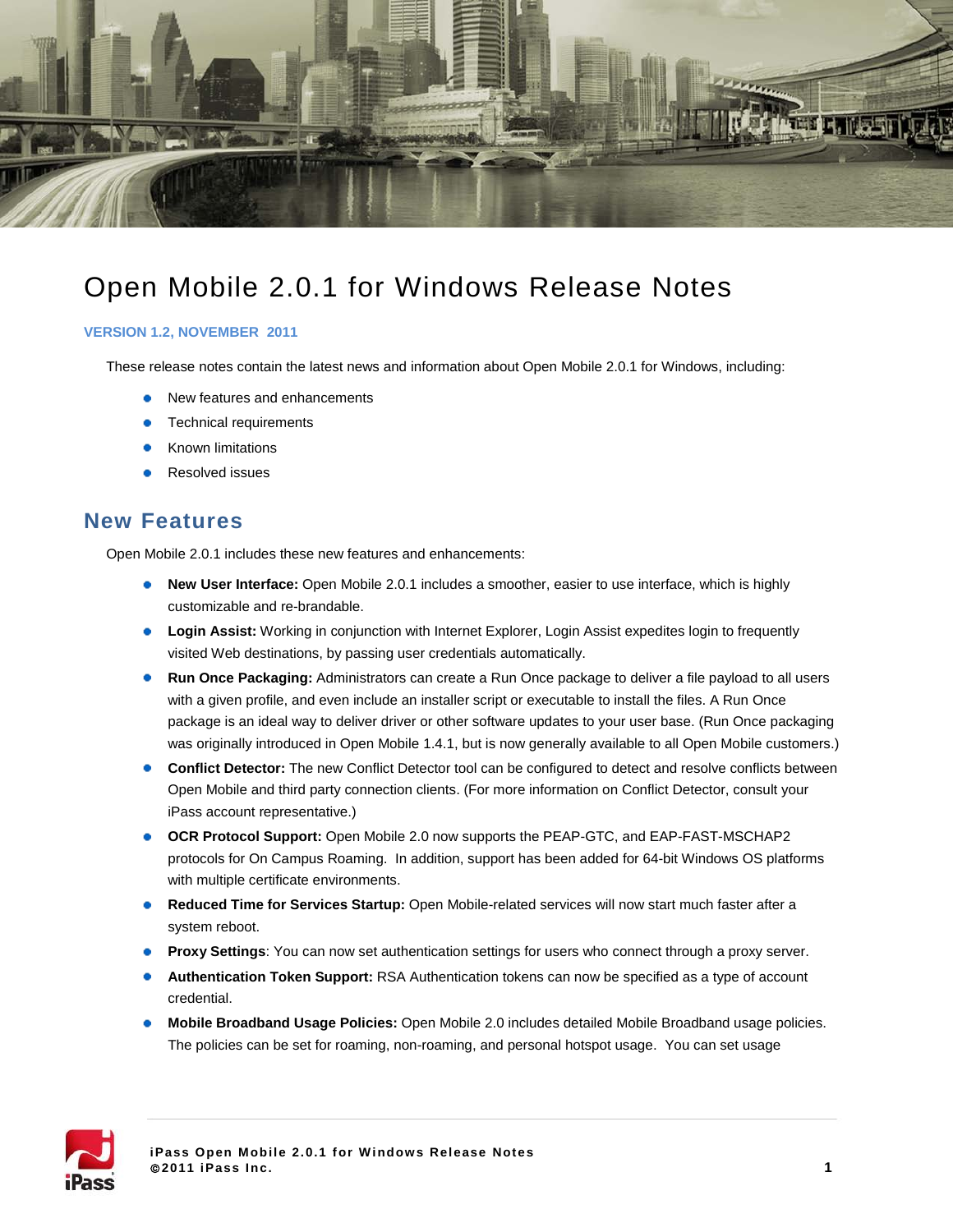# Open Mobile 2.0.1 for Windows Release Notes

**VERSION 1.2, NOVEMBER 2011**

These release notes contain the latest news and information about Open Mobile 2.0.1 for Windows, including:

- New features and enhancements
- Technical requirements
- Known limitations
- Resolved issues

## New Features

Open Mobile 2.0.1 includes these new features and enhancements:

- **New User Interface:** Open Mobile 2.0.1 includes a smoother, easier to use interface, which is highly customizable and re-brandable.
- **Login Assist:** Working in conjunction with Internet Explorer, Login Assist expedites login to frequently visited Web destinations, by passing user credentials automatically.
- **Run Once Packaging:** Administrators can create a Run Once package to deliver a file payload to all users with a given profile, and even include an installer script or executable to install the files. A Run Once package is an ideal way to deliver driver or other software updates to your user base. (Run Once packaging was originally introduced in Open Mobile 1.4.1, but is now generally available to all Open Mobile customers.)
- **Conflict Detector:** The new Conflict Detector tool can be configured to detect and resolve conflicts between Open Mobile and third party connection clients. (For more information on Conflict Detector, consult your iPass account representative.)
- **OCR Protocol Support:** Open Mobile 2.0 now supports the PEAP-GTC, and EAP-FAST-MSCHAP2 protocols for On Campus Roaming. In addition, support has been added for 64-bit Windows OS platforms with multiple certificate environments.
- **Reduced Time for Services Startup:** Open Mobile-related services will now start much faster after a system reboot.
- **Proxy Settings**: You can now set authentication settings for users who connect through a proxy server.
- **Authentication Token Support:** RSA Authentication tokens can now be specified as a type of account credential.
- **Mobile Broadband Usage Policies:** Open Mobile 2.0 includes detailed Mobile Broadband usage policies. The policies can be set for roaming, non-roaming, and personal hotspot usage. You can set usage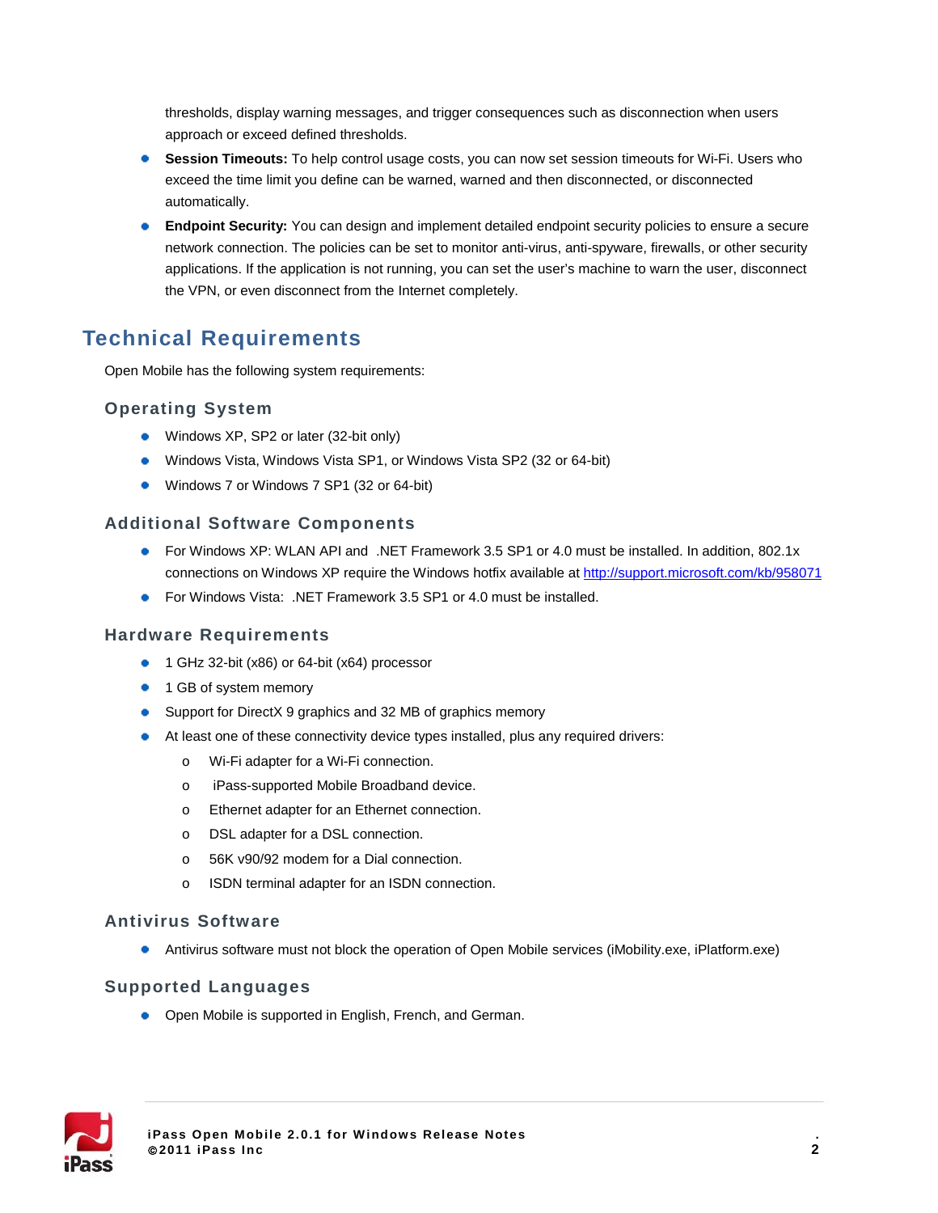thresholds, display warning messages, and trigger consequences such as disconnection when users approach or exceed defined thresholds.

- **Session Timeouts:** To help control usage costs, you can now set session timeouts for Wi-Fi. Users who exceed the time limit you define can be warned, warned and then disconnected, or disconnected automatically.
- **Endpoint Security:** You can design and implement detailed endpoint security policies to ensure a secure network connection. The policies can be set to monitor anti-virus, anti-spyware, firewalls, or other security applications. If the application is not running, you can set the user's machine to warn the user, disconnect the VPN, or even disconnect from the Internet completely.

# Technical Requirements

Open Mobile has the following system requirements:

## Operating System

- Windows XP, SP2 or later (32-bit only)
- Windows Vista, Windows Vista SP1, or Windows Vista SP2 (32 or 64-bit)
- Windows 7 or Windows 7 SP1 (32 or 64-bit)

## Additional Software Components

- For Windows XP: WLAN API and .NET Framework 3.5 SP1 or 4.0 must be installed. In addition, 802.1x connections on Windows XP require the Windows hotfix available at [http://support.microsoft.com/kb/958071](http://support.microsoft.com/kb/958071)
- For Windows Vista: .NET Framework 3.5 SP1 or 4.0 must be installed.

## Hardware Requirements

- 1 GHz 32-bit (x86) or 64-bit (x64) processor
- 1 GB of system memory
- Support for DirectX 9 graphics and 32 MB of graphics memory
- At least one of these connectivity device types installed, plus any required drivers:
  - Wi-Fi adapter for a Wi-Fi connection.
  - iPass-supported Mobile Broadband device.
  - Ethernet adapter for an Ethernet connection.
  - DSL adapter for a DSL connection.
  - 56K v90/92 modem for a Dial connection.
  - ISDN terminal adapter for an ISDN connection.

## Antivirus Software

- Antivirus software must not block the operation of Open Mobile services (iMobility.exe, iPlatform.exe)

## Supported Languages

- Open Mobile is supported in English, French, and German.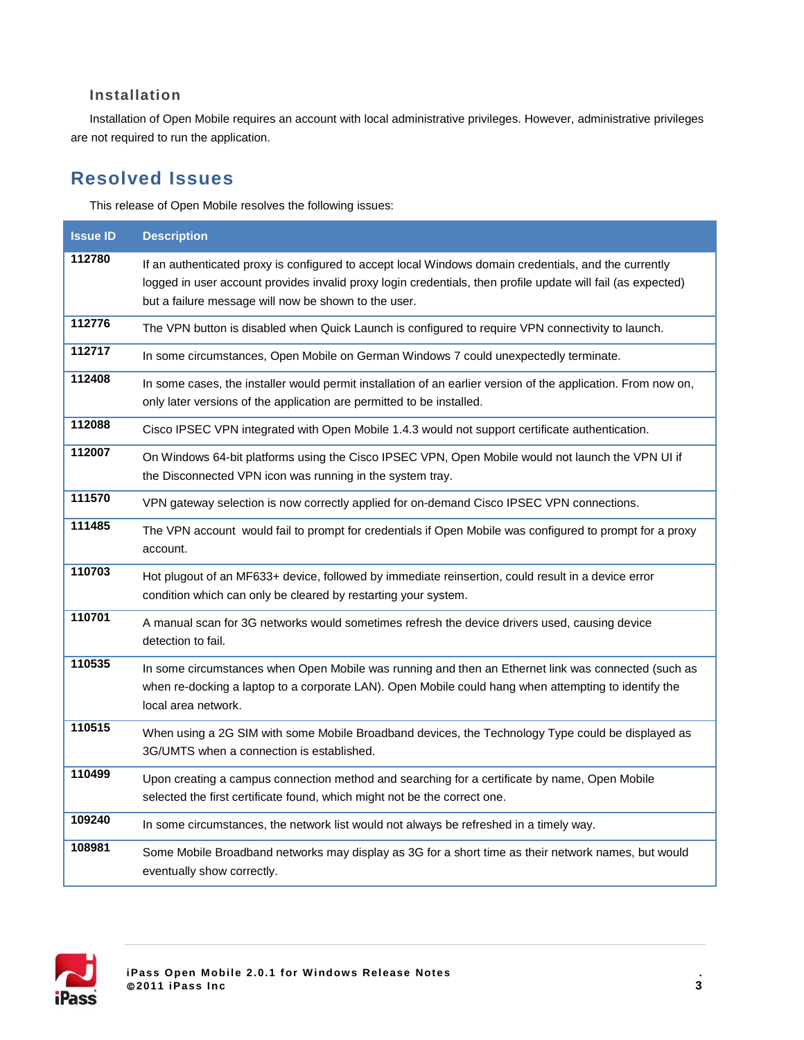### Installation

Installation of Open Mobile requires an account with local administrative privileges. However, administrative privileges are not required to run the application.

## Resolved Issues

This release of Open Mobile resolves the following issues:

| Issue ID | Description |
|---|---|
| 112780 | If an authenticated proxy is configured to accept local Windows domain credentials, and the currently logged in user account provides invalid proxy login credentials, then profile update will fail (as expected) but a failure message will now be shown to the user. |
| 112776 | The VPN button is disabled when Quick Launch is configured to require VPN connectivity to launch. |
| 112717 | In some circumstances, Open Mobile on German Windows 7 could unexpectedly terminate. |
| 112408 | In some cases, the installer would permit installation of an earlier version of the application. From now on, only later versions of the application are permitted to be installed. |
| 112088 | Cisco IPSEC VPN integrated with Open Mobile 1.4.3 would not support certificate authentication. |
| 112007 | On Windows 64-bit platforms using the Cisco IPSEC VPN, Open Mobile would not launch the VPN UI if the Disconnected VPN icon was running in the system tray. |
| 111570 | VPN gateway selection is now correctly applied for on-demand Cisco IPSEC VPN connections. |
| 111485 | The VPN account would fail to prompt for credentials if Open Mobile was configured to prompt for a proxy account. |
| 110703 | Hot plugout of an MF633+ device, followed by immediate reinsertion, could result in a device error condition which can only be cleared by restarting your system. |
| 110701 | A manual scan for 3G networks would sometimes refresh the device drivers used, causing device detection to fail. |
| 110535 | In some circumstances when Open Mobile was running and then an Ethernet link was connected (such as when re-docking a laptop to a corporate LAN). Open Mobile could hang when attempting to identify the local area network. |
| 110515 | When using a 2G SIM with some Mobile Broadband devices, the Technology Type could be displayed as 3G/UMTS when a connection is established. |
| 110499 | Upon creating a campus connection method and searching for a certificate by name, Open Mobile selected the first certificate found, which might not be the correct one. |
| 109240 | In some circumstances, the network list would not always be refreshed in a timely way. |
| 108981 | Some Mobile Broadband networks may display as 3G for a short time as their network names, but would eventually show correctly. |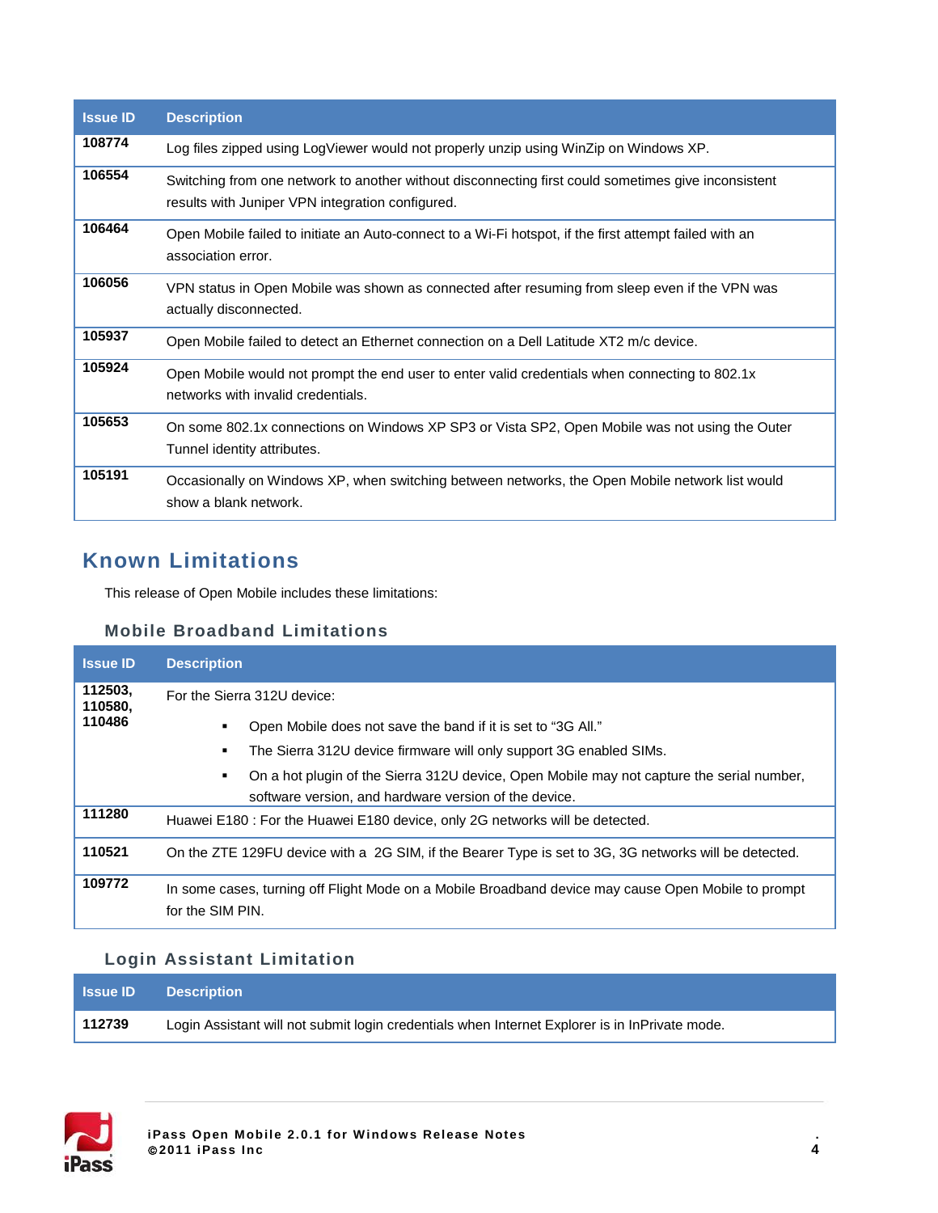| Issue ID | Description |
|---|---|
| 108774 | Log files zipped using LogViewer would not properly unzip using WinZip on Windows XP. |
| 106554 | Switching from one network to another without disconnecting first could sometimes give inconsistent results with Juniper VPN integration configured. |
| 106464 | Open Mobile failed to initiate an Auto-connect to a Wi-Fi hotspot, if the first attempt failed with an association error. |
| 106056 | VPN status in Open Mobile was shown as connected after resuming from sleep even if the VPN was actually disconnected. |
| 105937 | Open Mobile failed to detect an Ethernet connection on a Dell Latitude XT2 m/c device. |
| 105924 | Open Mobile would not prompt the end user to enter valid credentials when connecting to 802.1x networks with invalid credentials. |
| 105653 | On some 802.1x connections on Windows XP SP3 or Vista SP2, Open Mobile was not using the Outer Tunnel identity attributes. |
| 105191 | Occasionally on Windows XP, when switching between networks, the Open Mobile network list would show a blank network. |

## Known Limitations

This release of Open Mobile includes these limitations:

### Mobile Broadband Limitations

| Issue ID | Description |
|---|---|
| 112503, 110580, 110486 | For the Sierra 312U device:<br>▪ Open Mobile does not save the band if it is set to “3G All.”<br>▪ The Sierra 312U device firmware will only support 3G enabled SIMs.<br>▪ On a hot plugin of the Sierra 312U device, Open Mobile may not capture the serial number, software version, and hardware version of the device. |
| 111280 | Huawei E180 : For the Huawei E180 device, only 2G networks will be detected. |
| 110521 | On the ZTE 129FU device with a 2G SIM, if the Bearer Type is set to 3G, 3G networks will be detected. |
| 109772 | In some cases, turning off Flight Mode on a Mobile Broadband device may cause Open Mobile to prompt for the SIM PIN. |

### Login Assistant Limitation

| Issue ID | Description |
|---|---|
| 112739 | Login Assistant will not submit login credentials when Internet Explorer is in InPrivate mode. |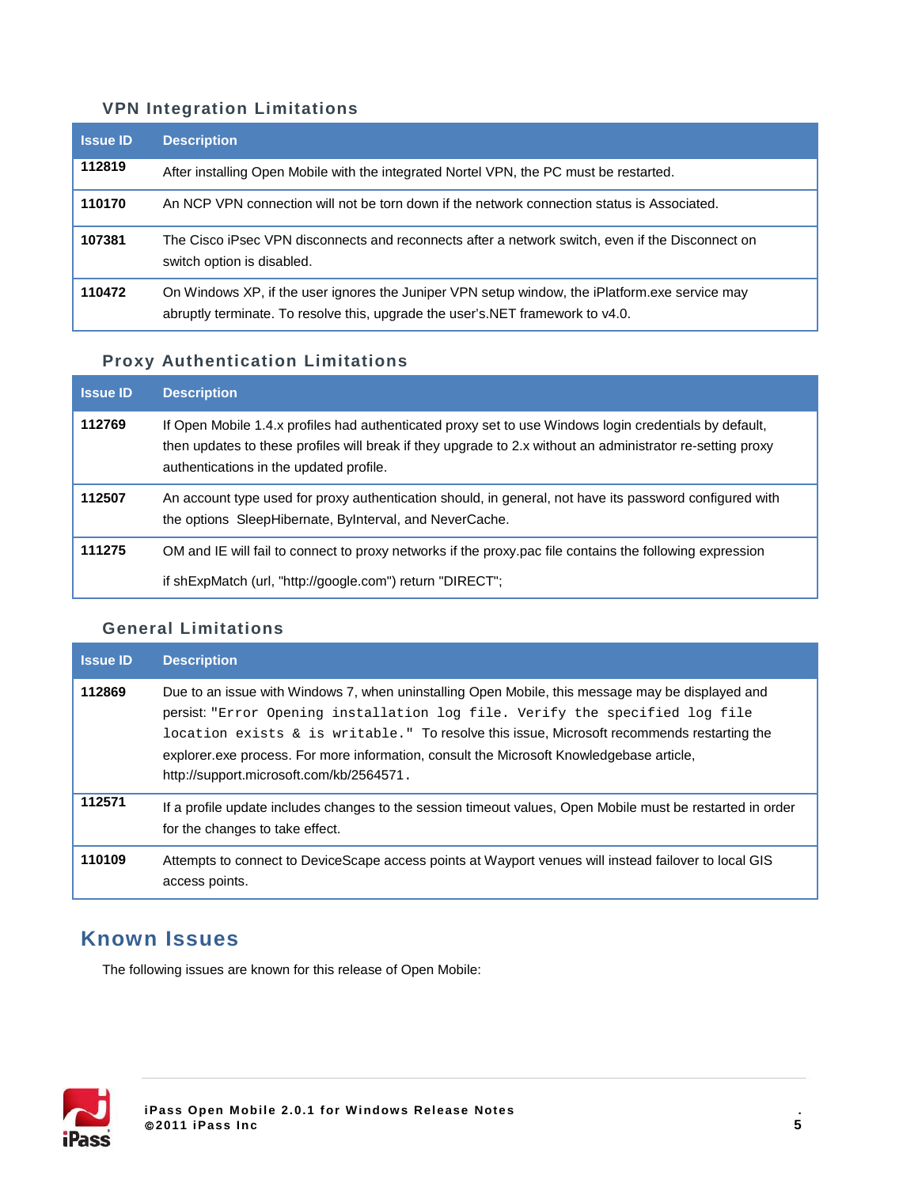### VPN Integration Limitations

| Issue ID | Description |
| --- | --- |
| **112819** | After installing Open Mobile with the integrated Nortel VPN, the PC must be restarted. |
| **110170** | An NCP VPN connection will not be torn down if the network connection status is Associated. |
| **107381** | The Cisco iPsec VPN disconnects and reconnects after a network switch, even if the Disconnect on switch option is disabled. |
| **110472** | On Windows XP, if the user ignores the Juniper VPN setup window, the iPlatform.exe service may abruptly terminate. To resolve this, upgrade the user's.NET framework to v4.0. |

### Proxy Authentication Limitations

| Issue ID | Description |
| --- | --- |
| **112769** | If Open Mobile 1.4.x profiles had authenticated proxy set to use Windows login credentials by default, then updates to these profiles will break if they upgrade to 2.x without an administrator re-setting proxy authentications in the updated profile. |
| **112507** | An account type used for proxy authentication should, in general, not have its password configured with the options SleepHibernate, ByInterval, and NeverCache. |
| **111275** | OM and IE will fail to connect to proxy networks if the proxy.pac file contains the following expression<br><br>if shExpMatch (url, "http://google.com") return "DIRECT"; |

### General Limitations

| Issue ID | Description |
| --- | --- |
| **112869** | Due to an issue with Windows 7, when uninstalling Open Mobile, this message may be displayed and persist: `"Error Opening installation log file. Verify the specified log file location exists & is writable."` To resolve this issue, Microsoft recommends restarting the explorer.exe process. For more information, consult the Microsoft Knowledgebase article, http://support.microsoft.com/kb/2564571. |
| **112571** | If a profile update includes changes to the session timeout values, Open Mobile must be restarted in order for the changes to take effect. |
| **110109** | Attempts to connect to DeviceScape access points at Wayport venues will instead failover to local GIS access points. |

## Known Issues

The following issues are known for this release of Open Mobile: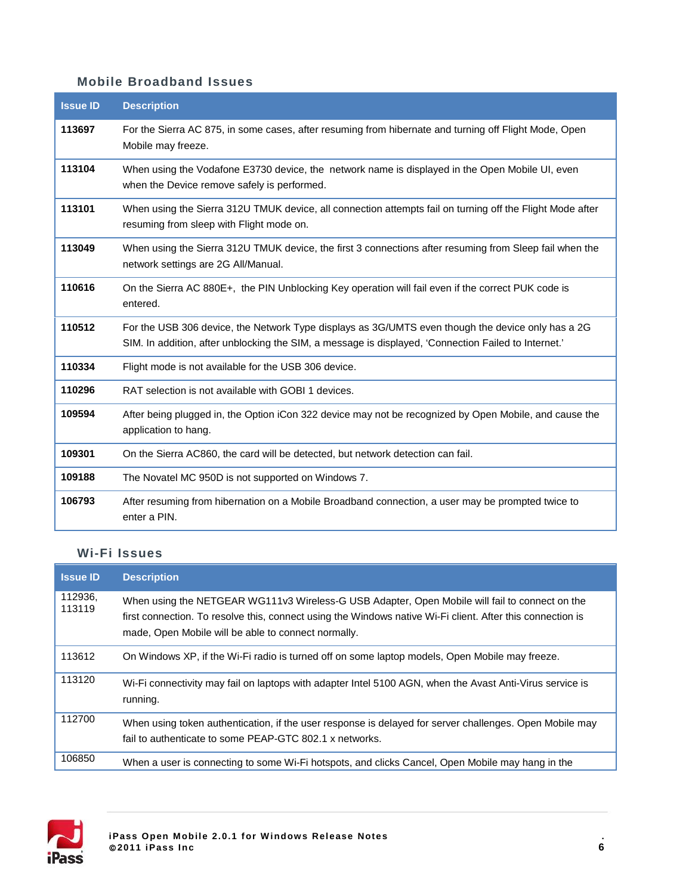### Mobile Broadband Issues

| Issue ID | Description |
|---|---|
| **113697** | For the Sierra AC 875, in some cases, after resuming from hibernate and turning off Flight Mode, Open Mobile may freeze. |
| **113104** | When using the Vodafone E3730 device, the network name is displayed in the Open Mobile UI, even when the Device remove safely is performed. |
| **113101** | When using the Sierra 312U TMUK device, all connection attempts fail on turning off the Flight Mode after resuming from sleep with Flight mode on. |
| **113049** | When using the Sierra 312U TMUK device, the first 3 connections after resuming from Sleep fail when the network settings are 2G All/Manual. |
| **110616** | On the Sierra AC 880E+, the PIN Unblocking Key operation will fail even if the correct PUK code is entered. |
| **110512** | For the USB 306 device, the Network Type displays as 3G/UMTS even though the device only has a 2G SIM. In addition, after unblocking the SIM, a message is displayed, 'Connection Failed to Internet.' |
| **110334** | Flight mode is not available for the USB 306 device. |
| **110296** | RAT selection is not available with GOBI 1 devices. |
| **109594** | After being plugged in, the Option iCon 322 device may not be recognized by Open Mobile, and cause the application to hang. |
| **109301** | On the Sierra AC860, the card will be detected, but network detection can fail. |
| **109188** | The Novatel MC 950D is not supported on Windows 7. |
| **106793** | After resuming from hibernation on a Mobile Broadband connection, a user may be prompted twice to enter a PIN. |

### Wi-Fi Issues

| Issue ID | Description |
|---|---|
| 112936, 113119 | When using the NETGEAR WG111v3 Wireless-G USB Adapter, Open Mobile will fail to connect on the first connection. To resolve this, connect using the Windows native Wi-Fi client. After this connection is made, Open Mobile will be able to connect normally. |
| 113612 | On Windows XP, if the Wi-Fi radio is turned off on some laptop models, Open Mobile may freeze. |
| 113120 | Wi-Fi connectivity may fail on laptops with adapter Intel 5100 AGN, when the Avast Anti-Virus service is running. |
| 112700 | When using token authentication, if the user response is delayed for server challenges. Open Mobile may fail to authenticate to some PEAP-GTC 802.1 x networks. |
| 106850 | When a user is connecting to some Wi-Fi hotspots, and clicks Cancel, Open Mobile may hang in the |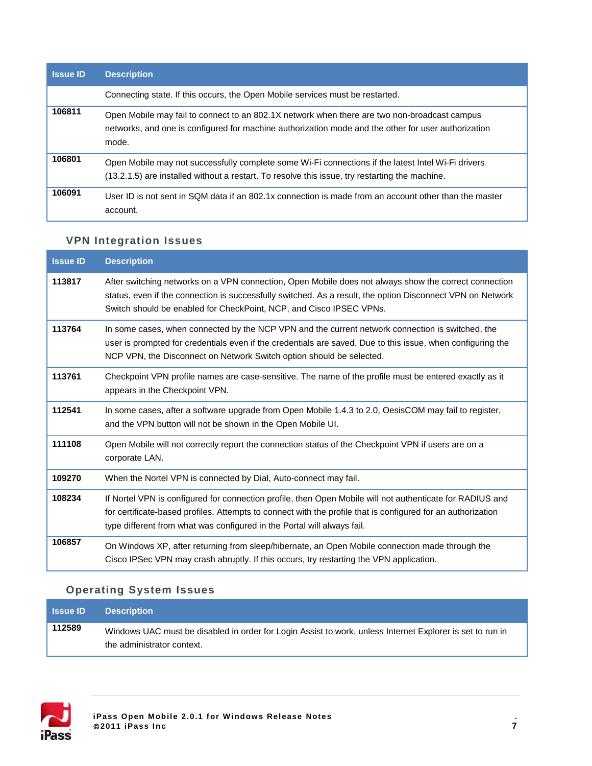| Issue ID | Description |
| --- | --- |
| | Connecting state. If this occurs, the Open Mobile services must be restarted. |
| **106811** | Open Mobile may fail to connect to an 802.1X network when there are two non-broadcast campus networks, and one is configured for machine authorization mode and the other for user authorization mode. |
| **106801** | Open Mobile may not successfully complete some Wi-Fi connections if the latest Intel Wi-Fi drivers (13.2.1.5) are installed without a restart. To resolve this issue, try restarting the machine. |
| **106091** | User ID is not sent in SQM data if an 802.1x connection is made from an account other than the master account. |

### VPN Integration Issues

| Issue ID | Description |
| --- | --- |
| **113817** | After switching networks on a VPN connection, Open Mobile does not always show the correct connection status, even if the connection is successfully switched. As a result, the option Disconnect VPN on Network Switch should be enabled for CheckPoint, NCP, and Cisco IPSEC VPNs. |
| **113764** | In some cases, when connected by the NCP VPN and the current network connection is switched, the user is prompted for credentials even if the credentials are saved. Due to this issue, when configuring the NCP VPN, the Disconnect on Network Switch option should be selected. |
| **113761** | Checkpoint VPN profile names are case-sensitive. The name of the profile must be entered exactly as it appears in the Checkpoint VPN. |
| **112541** | In some cases, after a software upgrade from Open Mobile 1.4.3 to 2.0, OesisCOM may fail to register, and the VPN button will not be shown in the Open Mobile UI. |
| **111108** | Open Mobile will not correctly report the connection status of the Checkpoint VPN if users are on a corporate LAN. |
| **109270** | When the Nortel VPN is connected by Dial, Auto-connect may fail. |
| **108234** | If Nortel VPN is configured for connection profile, then Open Mobile will not authenticate for RADIUS and for certificate-based profiles. Attempts to connect with the profile that is configured for an authorization type different from what was configured in the Portal will always fail. |
| **106857** | On Windows XP, after returning from sleep/hibernate, an Open Mobile connection made through the Cisco IPSec VPN may crash abruptly. If this occurs, try restarting the VPN application. |

### Operating System Issues

| Issue ID | Description |
| --- | --- |
| **112589** | Windows UAC must be disabled in order for Login Assist to work, unless Internet Explorer is set to run in the administrator context. |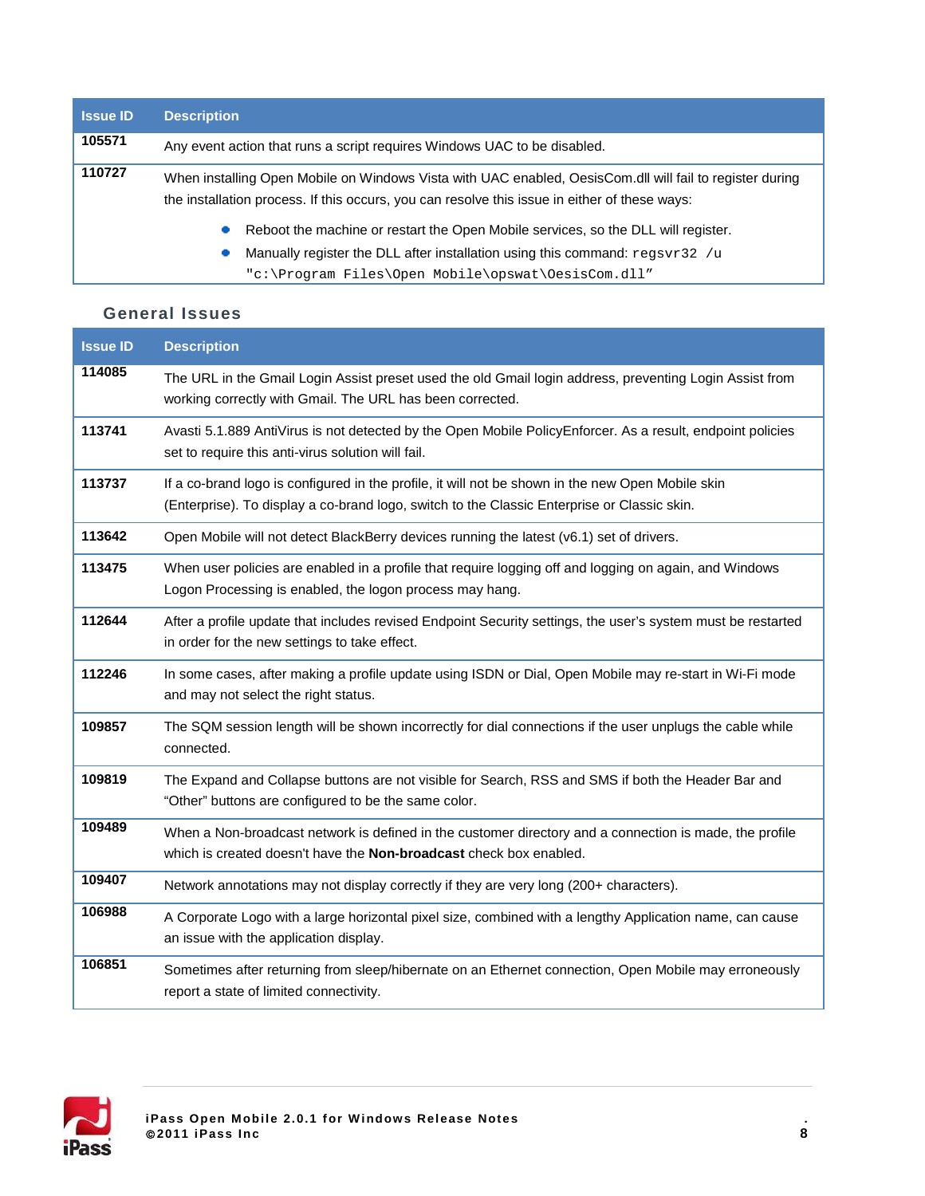| Issue ID | Description |
|---|---|
| 105571 | Any event action that runs a script requires Windows UAC to be disabled. |
| 110727 | When installing Open Mobile on Windows Vista with UAC enabled, OesisCom.dll will fail to register during the installation process. If this occurs, you can resolve this issue in either of these ways:<br>• Reboot the machine or restart the Open Mobile services, so the DLL will register.<br>• Manually register the DLL after installation using this command: `regsvr32 /u "c:\Program Files\Open Mobile\opswat\OesisCom.dll"` |

### General Issues

| Issue ID | Description |
|---|---|
| 114085 | The URL in the Gmail Login Assist preset used the old Gmail login address, preventing Login Assist from working correctly with Gmail. The URL has been corrected. |
| 113741 | Avasti 5.1.889 AntiVirus is not detected by the Open Mobile PolicyEnforcer. As a result, endpoint policies set to require this anti-virus solution will fail. |
| 113737 | If a co-brand logo is configured in the profile, it will not be shown in the new Open Mobile skin (Enterprise). To display a co-brand logo, switch to the Classic Enterprise or Classic skin. |
| 113642 | Open Mobile will not detect BlackBerry devices running the latest (v6.1) set of drivers. |
| 113475 | When user policies are enabled in a profile that require logging off and logging on again, and Windows Logon Processing is enabled, the logon process may hang. |
| 112644 | After a profile update that includes revised Endpoint Security settings, the user's system must be restarted in order for the new settings to take effect. |
| 112246 | In some cases, after making a profile update using ISDN or Dial, Open Mobile may re-start in Wi-Fi mode and may not select the right status. |
| 109857 | The SQM session length will be shown incorrectly for dial connections if the user unplugs the cable while connected. |
| 109819 | The Expand and Collapse buttons are not visible for Search, RSS and SMS if both the Header Bar and "Other" buttons are configured to be the same color. |
| 109489 | When a Non-broadcast network is defined in the customer directory and a connection is made, the profile which is created doesn't have the **Non-broadcast** check box enabled. |
| 109407 | Network annotations may not display correctly if they are very long (200+ characters). |
| 106988 | A Corporate Logo with a large horizontal pixel size, combined with a lengthy Application name, can cause an issue with the application display. |
| 106851 | Sometimes after returning from sleep/hibernate on an Ethernet connection, Open Mobile may erroneously report a state of limited connectivity. |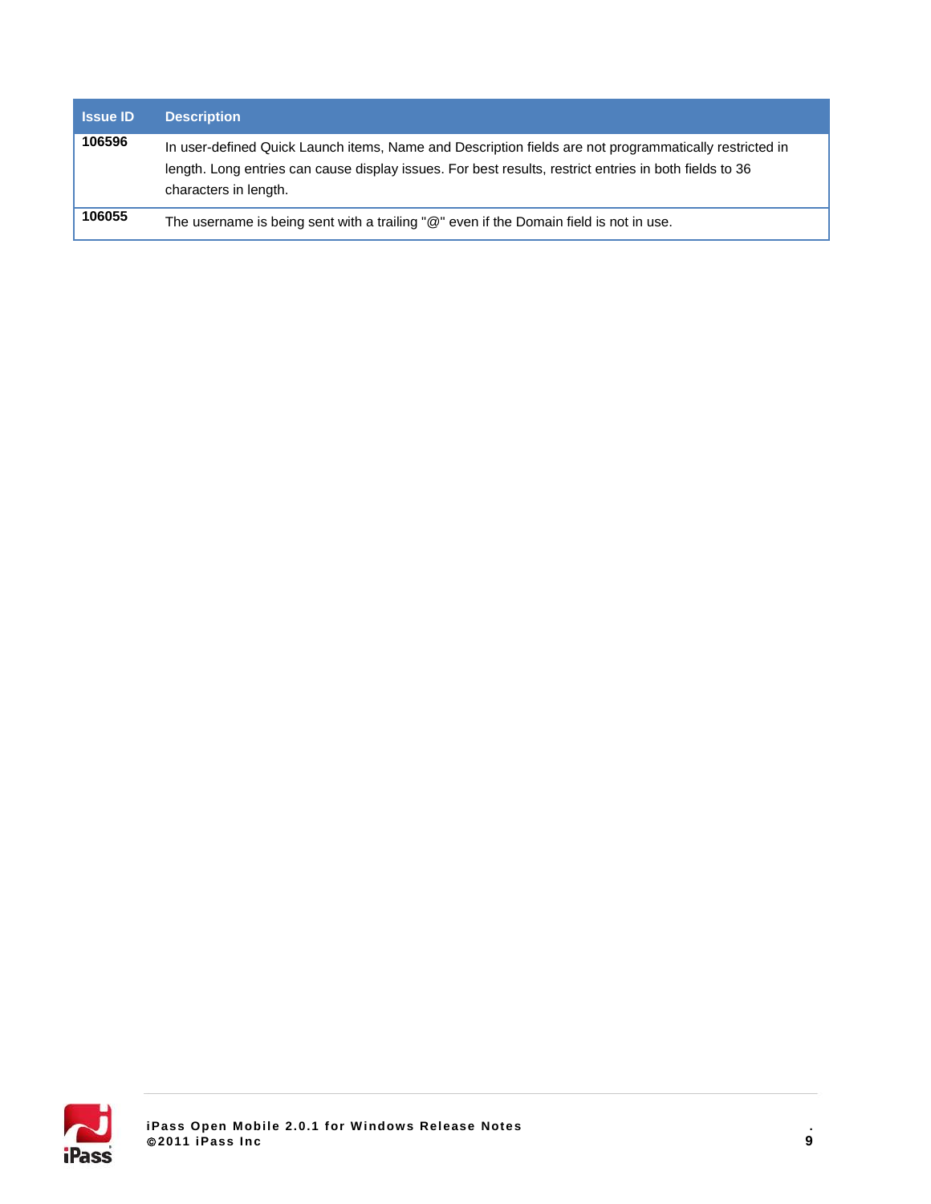| Issue ID | Description |
| --- | --- |
| **106596** | In user-defined Quick Launch items, Name and Description fields are not programmatically restricted in length. Long entries can cause display issues. For best results, restrict entries in both fields to 36 characters in length. |
| **106055** | The username is being sent with a trailing "@" even if the Domain field is not in use. |